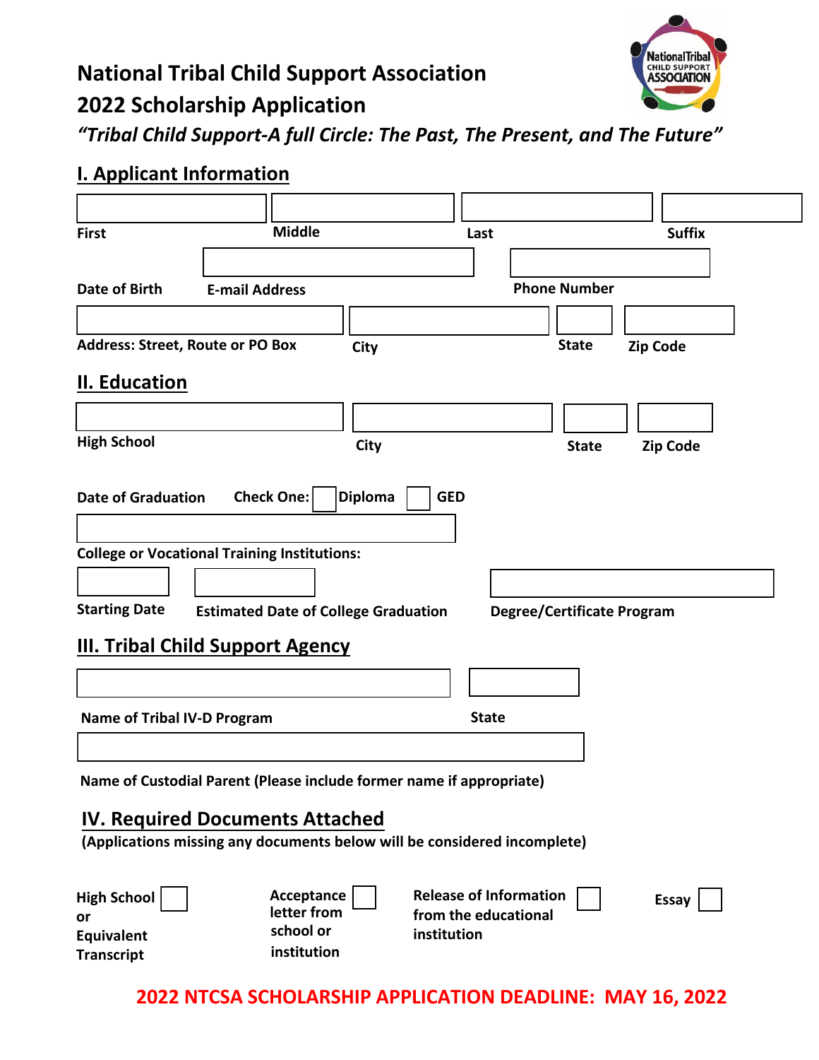# National Tribal Child Support Association
# 2022 Scholarship Application

*"Tribal Child Support-A full Circle: The Past, The Present, and The Future"*

## I. Applicant Information

| First | Middle | Last | Suffix |
|---|---|---|---|
| | | | |

| Date of Birth | E-mail Address | Phone Number |
|---|---|---|
| | | |

| Address: Street, Route or PO Box | City | State | Zip Code |
|---|---|---|---|
| | | | |

## II. Education

| High School | City | State | Zip Code |
|---|---|---|---|
| | | | |

**Date of Graduation** **Check One:** ☐ **Diploma** ☐ **GED**

**College or Vocational Training Institutions:**

| Starting Date | Estimated Date of College Graduation | Degree/Certificate Program |
|---|---|---|
| | | |

## III. Tribal Child Support Agency

| Name of Tribal IV-D Program | State |
|---|---|
| | |

**Name of Custodial Parent (Please include former name if appropriate)**

## IV. Required Documents Attached

**(Applications missing any documents below will be considered incomplete)**

- ☐ **High School or Equivalent Transcript**
- ☐ **Acceptance letter from school or institution**
- ☐ **Release of Information from the educational institution**
- ☐ **Essay**

**2022 NTCSA SCHOLARSHIP APPLICATION DEADLINE: MAY 16, 2022**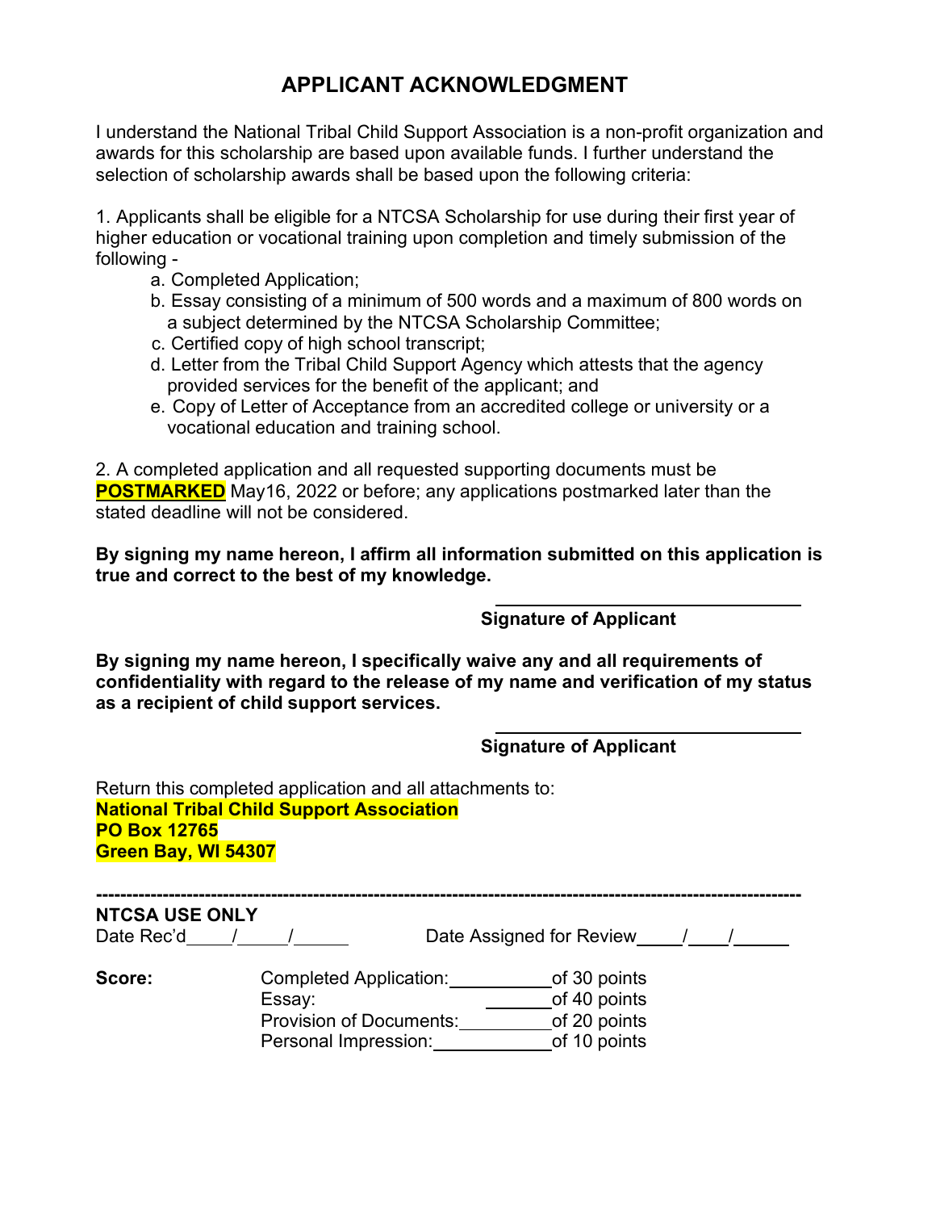# APPLICANT ACKNOWLEDGMENT

I understand the National Tribal Child Support Association is a non-profit organization and awards for this scholarship are based upon available funds. I further understand the selection of scholarship awards shall be based upon the following criteria:

1. Applicants shall be eligible for a NTCSA Scholarship for use during their first year of higher education or vocational training upon completion and timely submission of the following -
   a. Completed Application;
   b. Essay consisting of a minimum of 500 words and a maximum of 800 words on a subject determined by the NTCSA Scholarship Committee;
   c. Certified copy of high school transcript;
   d. Letter from the Tribal Child Support Agency which attests that the agency provided services for the benefit of the applicant; and
   e. Copy of Letter of Acceptance from an accredited college or university or a vocational education and training school.

2. A completed application and all requested supporting documents must be **POSTMARKED** May16, 2022 or before; any applications postmarked later than the stated deadline will not be considered.

**By signing my name hereon, I affirm all information submitted on this application is true and correct to the best of my knowledge.**

\_\_\_\_\_\_\_\_\_\_\_\_\_\_\_\_\_\_\_\_\_\_\_\_\_\_\_\_\_\_

**Signature of Applicant**

**By signing my name hereon, I specifically waive any and all requirements of confidentiality with regard to the release of my name and verification of my status as a recipient of child support services.**

\_\_\_\_\_\_\_\_\_\_\_\_\_\_\_\_\_\_\_\_\_\_\_\_\_\_\_\_\_\_

**Signature of Applicant**

Return this completed application and all attachments to:
**National Tribal Child Support Association**
**PO Box 12765**
**Green Bay, WI 54307**

---

**NTCSA USE ONLY**

Date Rec'd\_\_\_\_/\_\_\_\_/\_\_\_\_\_ Date Assigned for Review\_\_\_\_/\_\_\_\_/\_\_\_\_\_

**Score:**

Completed Application:\_\_\_\_\_\_\_\_\_\_of 30 points
Essay: \_\_\_\_\_\_\_\_\_\_of 40 points
Provision of Documents:\_\_\_\_\_\_\_\_\_\_of 20 points
Personal Impression:\_\_\_\_\_\_\_\_\_\_of 10 points